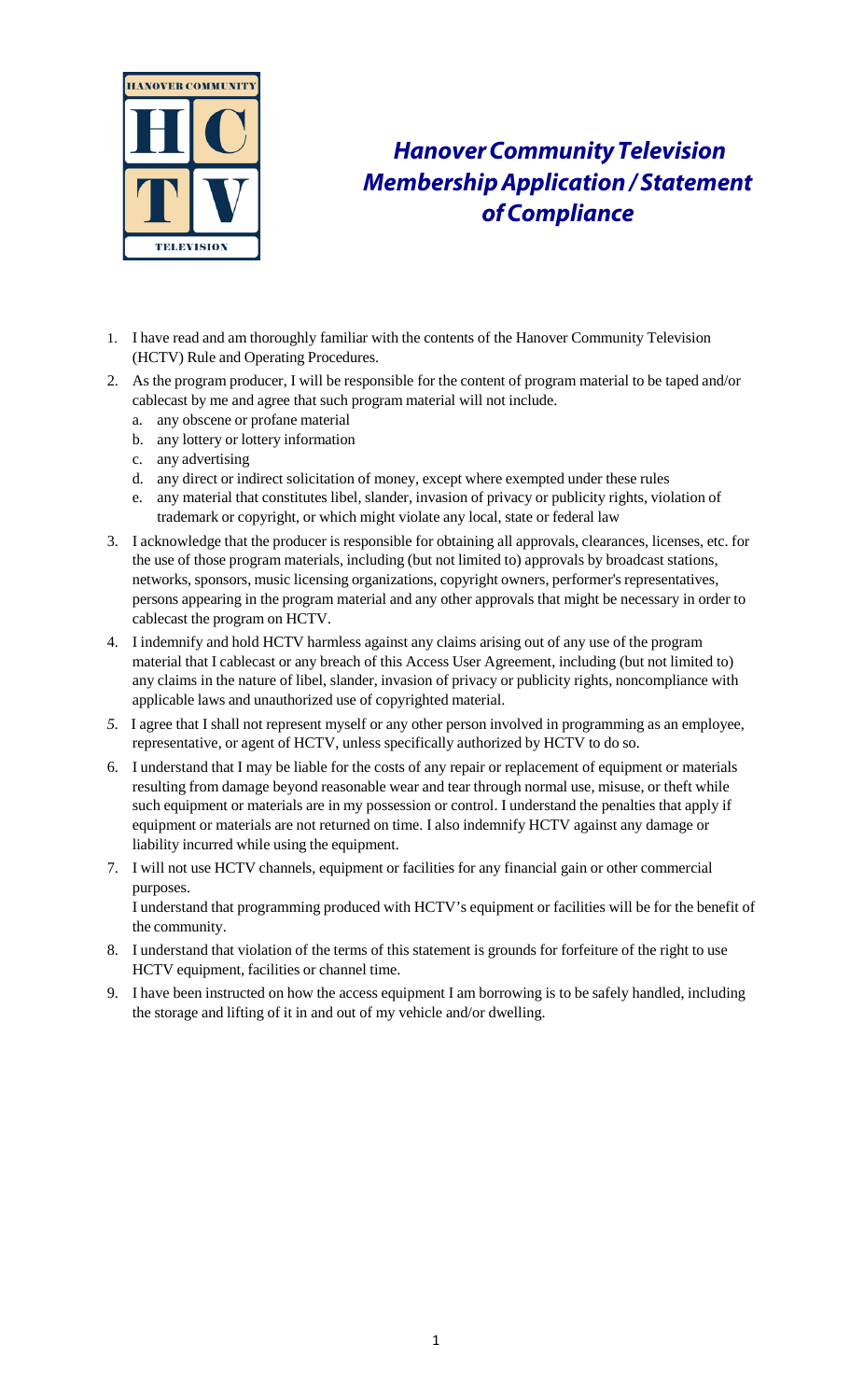HANOVER COMMUNITY

HCTV

TELEVISION

# *Hanover Community Television Membership Application / Statement of Compliance*

1. I have read and am thoroughly familiar with the contents of the Hanover Community Television (HCTV) Rule and Operating Procedures.
2. As the program producer, I will be responsible for the content of program material to be taped and/or cablecast by me and agree that such program material will not include.
   a. any obscene or profane material
   b. any lottery or lottery information
   c. any advertising
   d. any direct or indirect solicitation of money, except where exempted under these rules
   e. any material that constitutes libel, slander, invasion of privacy or publicity rights, violation of trademark or copyright, or which might violate any local, state or federal law
3. I acknowledge that the producer is responsible for obtaining all approvals, clearances, licenses, etc. for the use of those program materials, including (but not limited to) approvals by broadcast stations, networks, sponsors, music licensing organizations, copyright owners, performer's representatives, persons appearing in the program material and any other approvals that might be necessary in order to cablecast the program on HCTV.
4. I indemnify and hold HCTV harmless against any claims arising out of any use of the program material that I cablecast or any breach of this Access User Agreement, including (but not limited to) any claims in the nature of libel, slander, invasion of privacy or publicity rights, noncompliance with applicable laws and unauthorized use of copyrighted material.
5. I agree that I shall not represent myself or any other person involved in programming as an employee, representative, or agent of HCTV, unless specifically authorized by HCTV to do so.
6. I understand that I may be liable for the costs of any repair or replacement of equipment or materials resulting from damage beyond reasonable wear and tear through normal use, misuse, or theft while such equipment or materials are in my possession or control. I understand the penalties that apply if equipment or materials are not returned on time. I also indemnify HCTV against any damage or liability incurred while using the equipment.
7. I will not use HCTV channels, equipment or facilities for any financial gain or other commercial purposes.
   I understand that programming produced with HCTV's equipment or facilities will be for the benefit of the community.
8. I understand that violation of the terms of this statement is grounds for forfeiture of the right to use HCTV equipment, facilities or channel time.
9. I have been instructed on how the access equipment I am borrowing is to be safely handled, including the storage and lifting of it in and out of my vehicle and/or dwelling.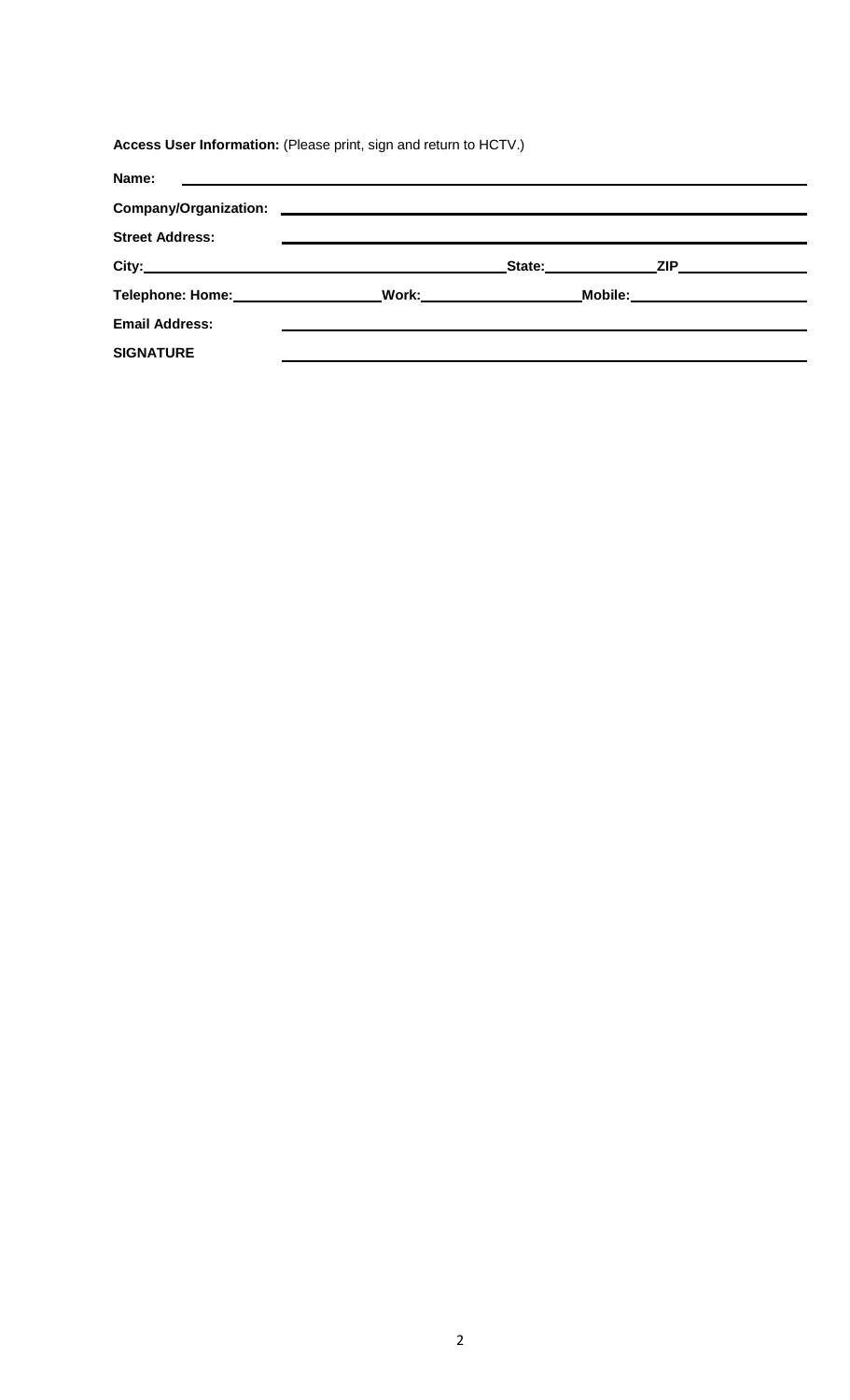**Access User Information:** (Please print, sign and return to HCTV.)

**Name:** ____________________________________________

**Company/Organization:** ____________________________________________

**Street Address:** ____________________________________________

**City:** ______________________ **State:** __________ **ZIP** __________

**Telephone: Home:** ______________ **Work:** ______________ **Mobile:** ______________

**Email Address:** ____________________________________________

**SIGNATURE** ____________________________________________